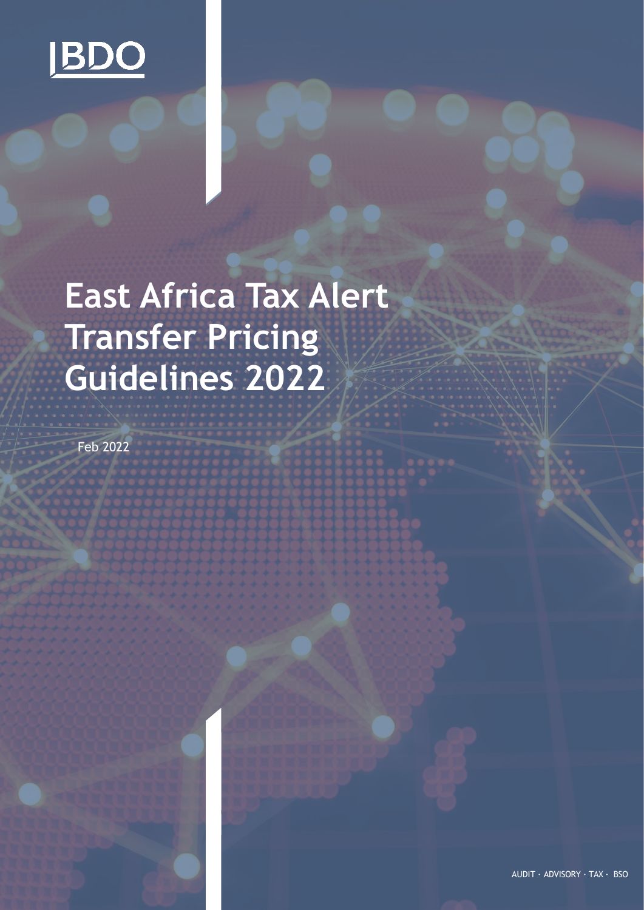BDO

# East Africa Tax Alert Transfer Pricing Guidelines 2022

Feb 2022

AUDIT · ADVISORY · TAX · BSO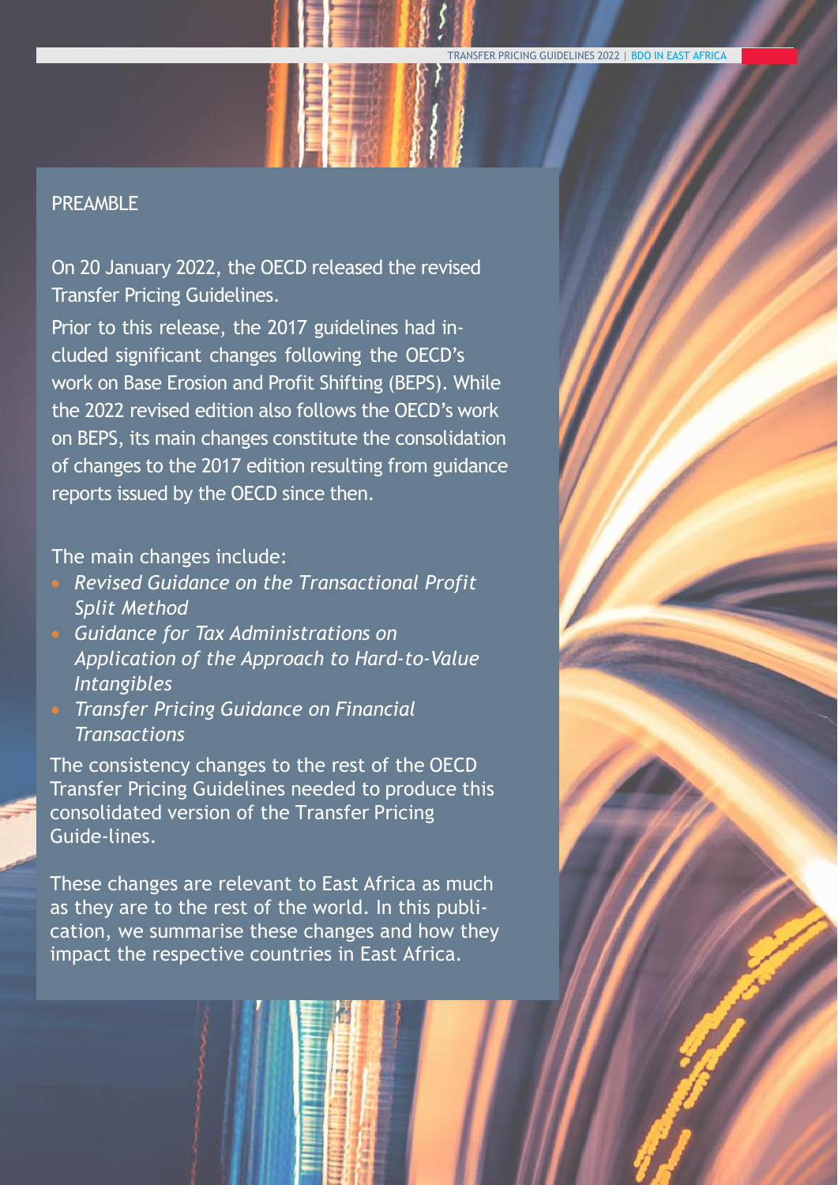## PREAMBLE

On 20 January 2022, the OECD released the revised Transfer Pricing Guidelines.

Prior to this release, the 2017 guidelines had included significant changes following the OECD's work on Base Erosion and Profit Shifting (BEPS). While the 2022 revised edition also follows the OECD's work on BEPS, its main changes constitute the consolidation of changes to the 2017 edition resulting from guidance reports issued by the OECD since then.

The main changes include:

- *Revised Guidance on the Transactional Profit Split Method*
- *Guidance for Tax Administrations on Application of the Approach to Hard-to-Value Intangibles*
- *Transfer Pricing Guidance on Financial Transactions*

The consistency changes to the rest of the OECD Transfer Pricing Guidelines needed to produce this consolidated version of the Transfer Pricing Guide-lines.

These changes are relevant to East Africa as much as they are to the rest of the world. In this publication, we summarise these changes and how they impact the respective countries in East Africa.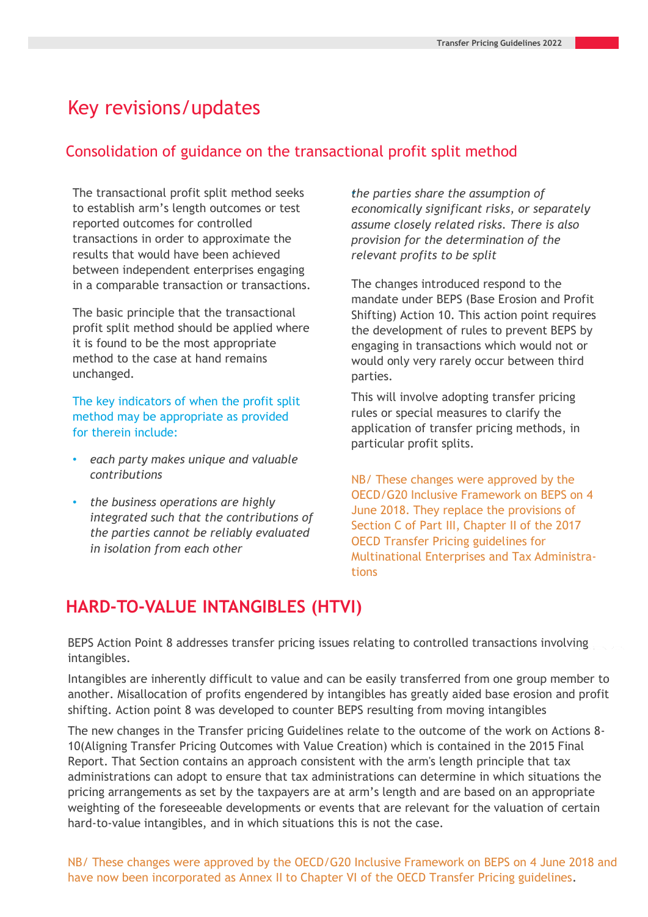# Key revisions/updates

## Consolidation of guidance on the transactional profit split method

The transactional profit split method seeks to establish arm's length outcomes or test reported outcomes for controlled transactions in order to approximate the results that would have been achieved between independent enterprises engaging in a comparable transaction or transactions.

The basic principle that the transactional profit split method should be applied where it is found to be the most appropriate method to the case at hand remains unchanged.

The key indicators of when the profit split method may be appropriate as provided for therein include:

- *each party makes unique and valuable contributions*
- *the business operations are highly integrated such that the contributions of the parties cannot be reliably evaluated in isolation from each other*
- *the parties share the assumption of economically significant risks, or separately assume closely related risks. There is also provision for the determination of the relevant profits to be split*

The changes introduced respond to the mandate under BEPS (Base Erosion and Profit Shifting) Action 10. This action point requires the development of rules to prevent BEPS by engaging in transactions which would not or would only very rarely occur between third parties.

This will involve adopting transfer pricing rules or special measures to clarify the application of transfer pricing methods, in particular profit splits.

NB/ These changes were approved by the OECD/G20 Inclusive Framework on BEPS on 4 June 2018. They replace the provisions of Section C of Part III, Chapter II of the 2017 OECD Transfer Pricing guidelines for Multinational Enterprises and Tax Administrations

## HARD-TO-VALUE INTANGIBLES (HTVI)

BEPS Action Point 8 addresses transfer pricing issues relating to controlled transactions involving intangibles.

Intangibles are inherently difficult to value and can be easily transferred from one group member to another. Misallocation of profits engendered by intangibles has greatly aided base erosion and profit shifting. Action point 8 was developed to counter BEPS resulting from moving intangibles

The new changes in the Transfer pricing Guidelines relate to the outcome of the work on Actions 8-10(Aligning Transfer Pricing Outcomes with Value Creation) which is contained in the 2015 Final Report. That Section contains an approach consistent with the arm's length principle that tax administrations can adopt to ensure that tax administrations can determine in which situations the pricing arrangements as set by the taxpayers are at arm's length and are based on an appropriate weighting of the foreseeable developments or events that are relevant for the valuation of certain hard-to-value intangibles, and in which situations this is not the case.

NB/ These changes were approved by the OECD/G20 Inclusive Framework on BEPS on 4 June 2018 and have now been incorporated as Annex II to Chapter VI of the OECD Transfer Pricing guidelines.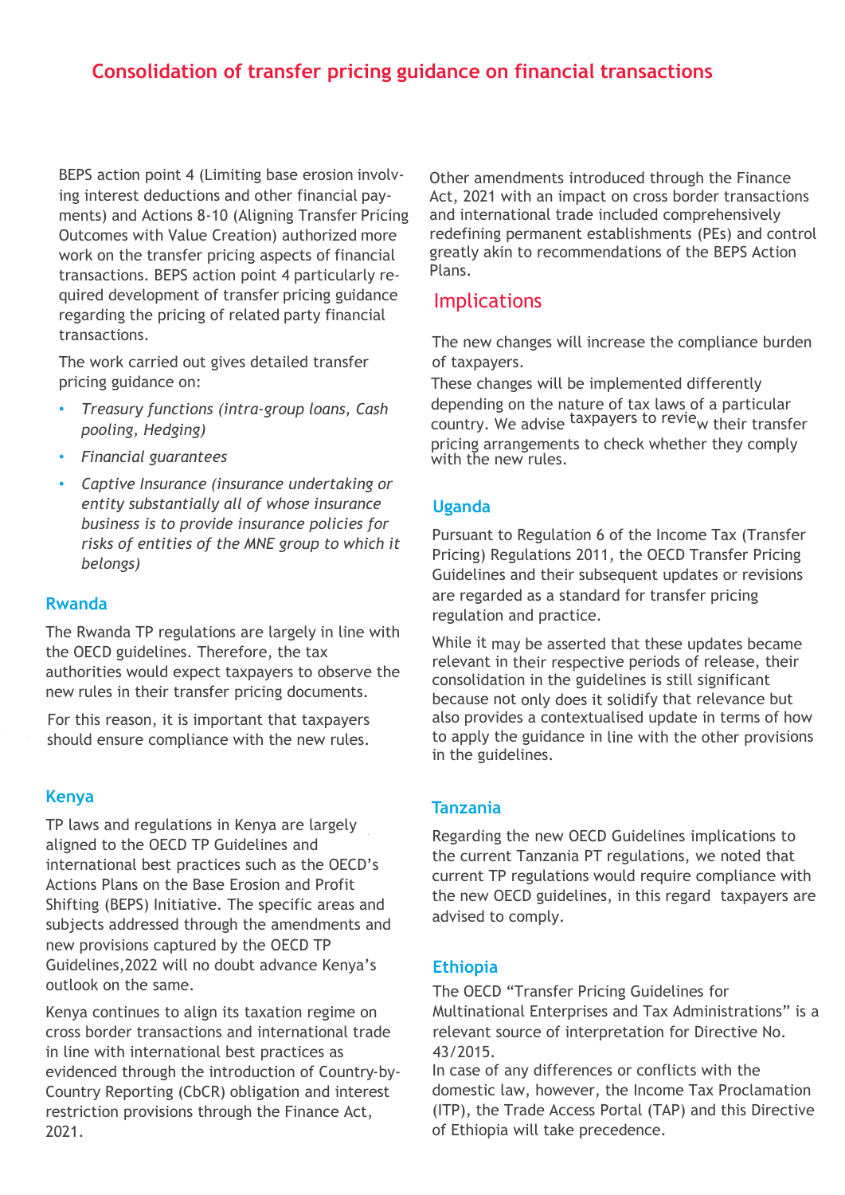# Consolidation of transfer pricing guidance on financial transactions

BEPS action point 4 (Limiting base erosion involving interest deductions and other financial payments) and Actions 8-10 (Aligning Transfer Pricing Outcomes with Value Creation) authorized more work on the transfer pricing aspects of financial transactions. BEPS action point 4 particularly required development of transfer pricing guidance regarding the pricing of related party financial transactions.

The work carried out gives detailed transfer pricing guidance on:

- *Treasury functions (intra-group loans, Cash pooling, Hedging)*
- *Financial guarantees*
- *Captive Insurance (insurance undertaking or entity substantially all of whose insurance business is to provide insurance policies for risks of entities of the MNE group to which it belongs)*

### Rwanda

The Rwanda TP regulations are largely in line with the OECD guidelines. Therefore, the tax authorities would expect taxpayers to observe the new rules in their transfer pricing documents.

For this reason, it is important that taxpayers should ensure compliance with the new rules.

### Kenya

TP laws and regulations in Kenya are largely aligned to the OECD TP Guidelines and international best practices such as the OECD's Actions Plans on the Base Erosion and Profit Shifting (BEPS) Initiative. The specific areas and subjects addressed through the amendments and new provisions captured by the OECD TP Guidelines,2022 will no doubt advance Kenya's outlook on the same.

Kenya continues to align its taxation regime on cross border transactions and international trade in line with international best practices as evidenced through the introduction of Country-by-Country Reporting (CbCR) obligation and interest restriction provisions through the Finance Act, 2021.

Other amendments introduced through the Finance Act, 2021 with an impact on cross border transactions and international trade included comprehensively redefining permanent establishments (PEs) and control greatly akin to recommendations of the BEPS Action Plans.

## Implications

The new changes will increase the compliance burden of taxpayers.

These changes will be implemented differently depending on the nature of tax laws of a particular country. We advise taxpayers to review their transfer pricing arrangements to check whether they comply with the new rules.

### Uganda

Pursuant to Regulation 6 of the Income Tax (Transfer Pricing) Regulations 2011, the OECD Transfer Pricing Guidelines and their subsequent updates or revisions are regarded as a standard for transfer pricing regulation and practice.

While it may be asserted that these updates became relevant in their respective periods of release, their consolidation in the guidelines is still significant because not only does it solidify that relevance but also provides a contextualised update in terms of how to apply the guidance in line with the other provisions in the guidelines.

### Tanzania

Regarding the new OECD Guidelines implications to the current Tanzania PT regulations, we noted that current TP regulations would require compliance with the new OECD guidelines, in this regard taxpayers are advised to comply.

### Ethiopia

The OECD "Transfer Pricing Guidelines for Multinational Enterprises and Tax Administrations" is a relevant source of interpretation for Directive No. 43/2015.

In case of any differences or conflicts with the domestic law, however, the Income Tax Proclamation (ITP), the Trade Access Portal (TAP) and this Directive of Ethiopia will take precedence.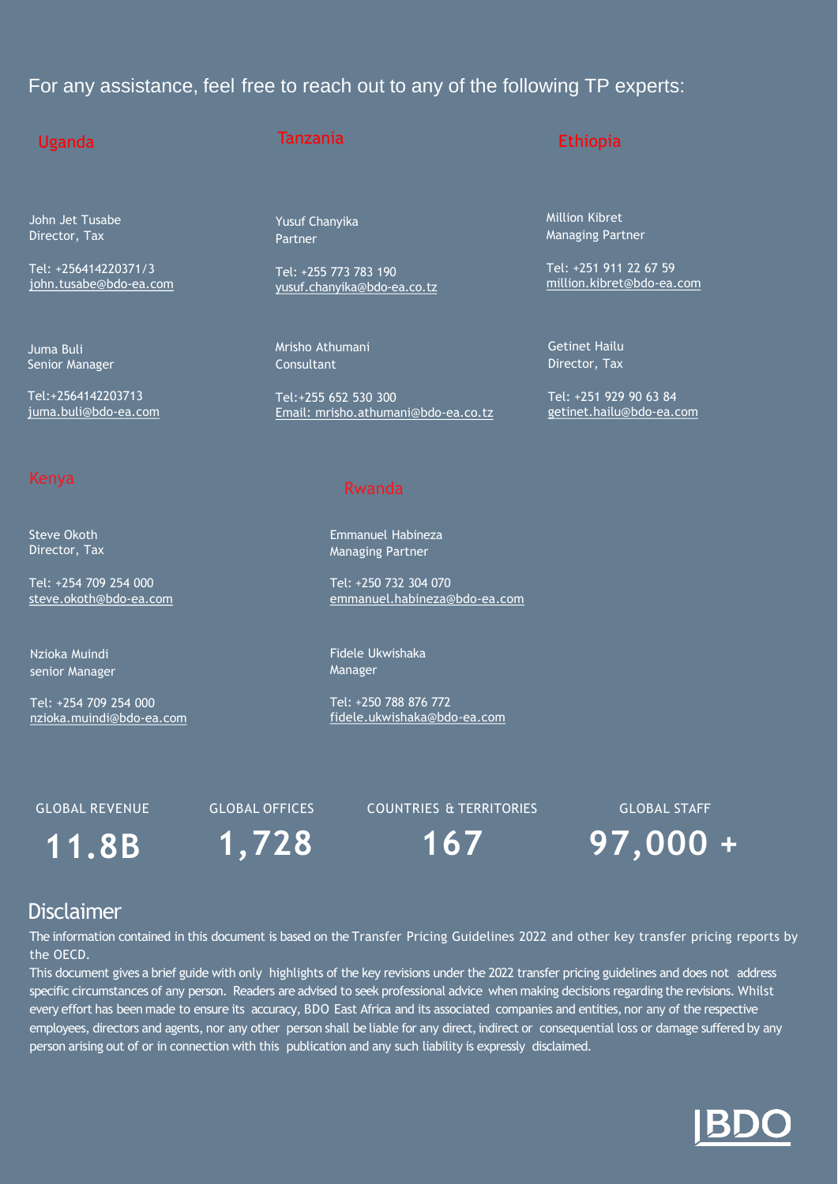For any assistance, feel free to reach out to any of the following TP experts:

## Uganda

John Jet Tusabe
Director, Tax

Tel: +256414220371/3
john.tusabe@bdo-ea.com

Juma Buli
Senior Manager

Tel:+2564142203713
juma.buli@bdo-ea.com

## Tanzania

Yusuf Chanyika
Partner

Tel: +255 773 783 190
yusuf.chanyika@bdo-ea.co.tz

Mrisho Athumani
Consultant

Tel:+255 652 530 300
Email: mrisho.athumani@bdo-ea.co.tz

## Ethiopia

Million Kibret
Managing Partner

Tel: +251 911 22 67 59
million.kibret@bdo-ea.com

Getinet Hailu
Director, Tax

Tel: +251 929 90 63 84
getinet.hailu@bdo-ea.com

## Kenya

Steve Okoth
Director, Tax

Tel: +254 709 254 000
steve.okoth@bdo-ea.com

Nzioka Muindi
senior Manager

Tel: +254 709 254 000
nzioka.muindi@bdo-ea.com

## Rwanda

Emmanuel Habineza
Managing Partner

Tel: +250 732 304 070
emmanuel.habineza@bdo-ea.com

Fidele Ukwishaka
Manager

Tel: +250 788 876 772
fidele.ukwishaka@bdo-ea.com

| GLOBAL REVENUE | GLOBAL OFFICES | COUNTRIES & TERRITORIES | GLOBAL STAFF |
|---|---|---|---|
| **11.8B** | **1,728** | **167** | **97,000 +** |

## Disclaimer

The information contained in this document is based on the Transfer Pricing Guidelines 2022 and other key transfer pricing reports by the OECD.

This document gives a brief guide with only highlights of the key revisions under the 2022 transfer pricing guidelines and does not address specific circumstances of any person. Readers are advised to seek professional advice when making decisions regarding the revisions. Whilst every effort has been made to ensure its accuracy, BDO East Africa and its associated companies and entities, nor any of the respective employees, directors and agents, nor any other person shall be liable for any direct, indirect or consequential loss or damage suffered by any person arising out of or in connection with this publication and any such liability is expressly disclaimed.

BDO